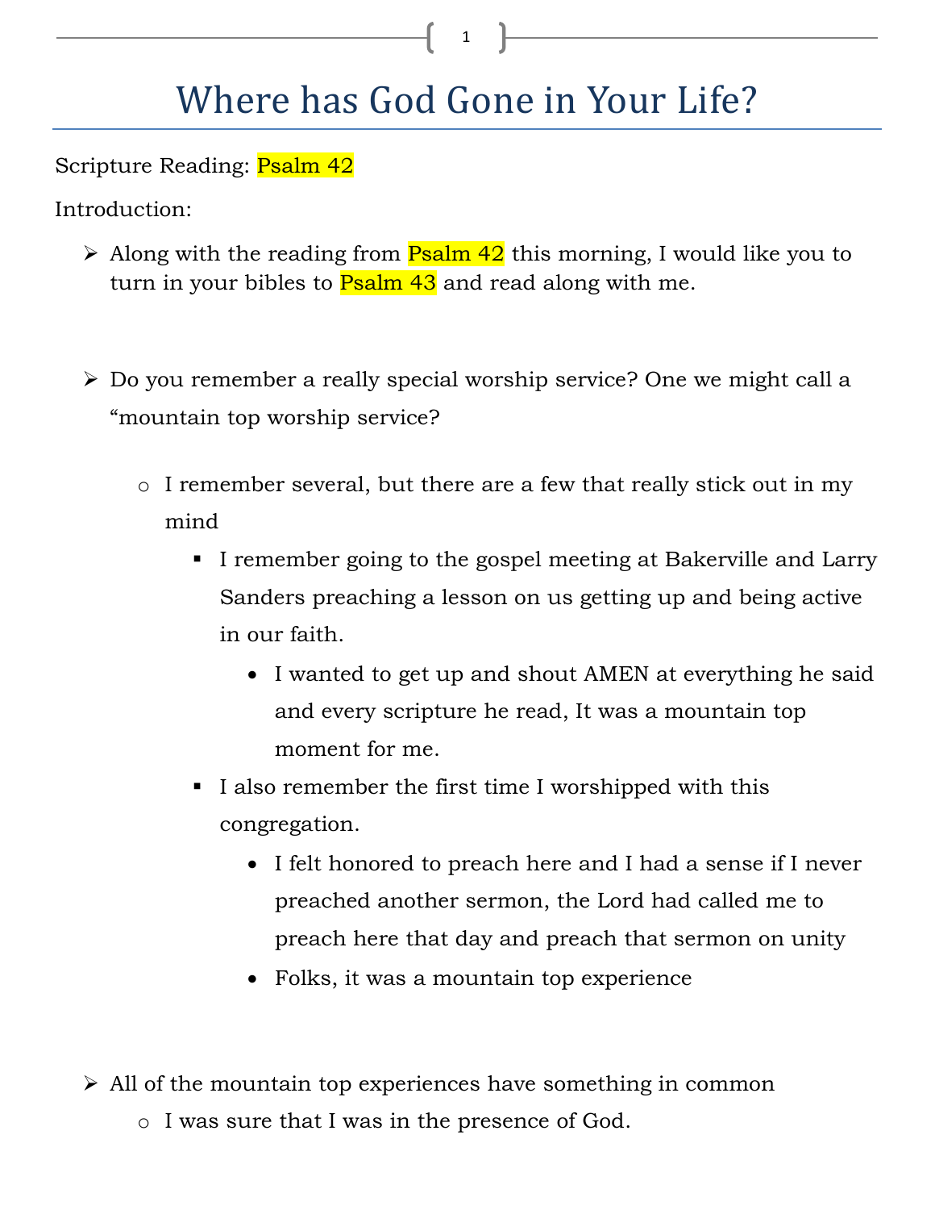# Where has God Gone in Your Life?

Scripture Reading: Psalm 42

Introduction:

- Along with the reading from Psalm 42 this morning, I would like you to turn in your bibles to Psalm 43 and read along with me.

- Do you remember a really special worship service? One we might call a "mountain top worship service?
    - I remember several, but there are a few that really stick out in my mind
        - I remember going to the gospel meeting at Bakerville and Larry Sanders preaching a lesson on us getting up and being active in our faith.
            - I wanted to get up and shout AMEN at everything he said and every scripture he read, It was a mountain top moment for me.
        - I also remember the first time I worshipped with this congregation.
            - I felt honored to preach here and I had a sense if I never preached another sermon, the Lord had called me to preach here that day and preach that sermon on unity
            - Folks, it was a mountain top experience

- All of the mountain top experiences have something in common
    - I was sure that I was in the presence of God.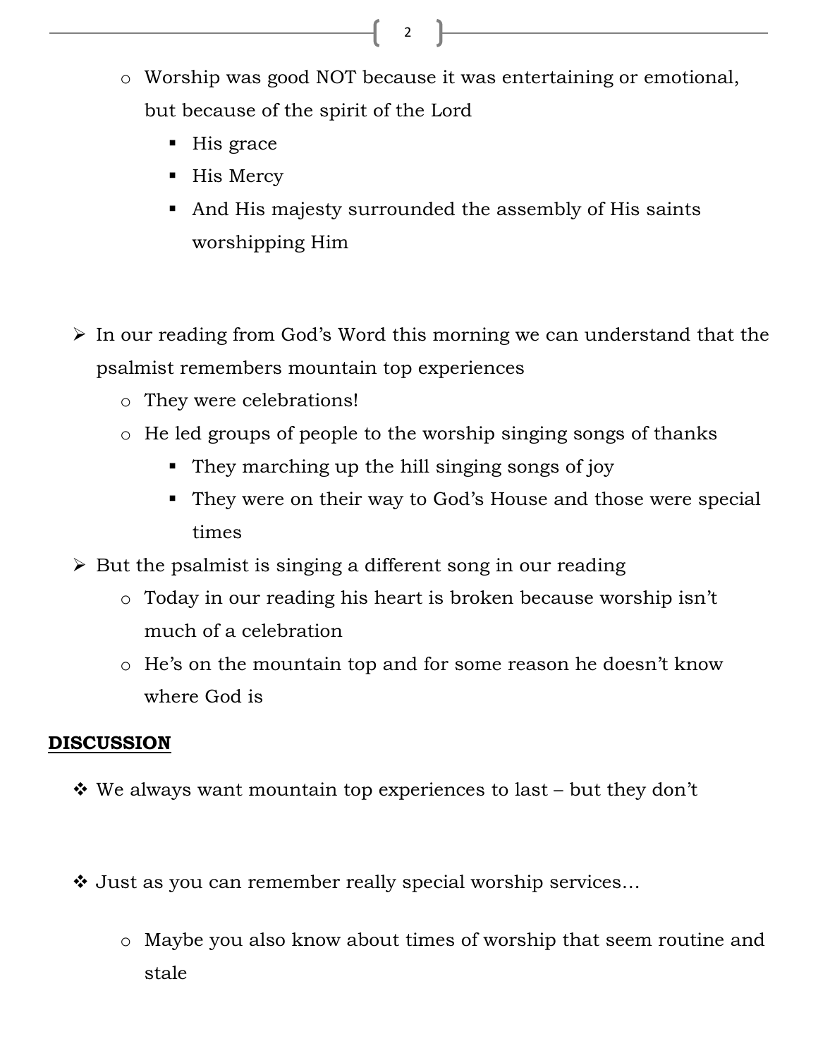- Worship was good NOT because it was entertaining or emotional, but because of the spirit of the Lord
  - His grace
  - His Mercy
  - And His majesty surrounded the assembly of His saints worshipping Him

- In our reading from God's Word this morning we can understand that the psalmist remembers mountain top experiences
  - They were celebrations!
  - He led groups of people to the worship singing songs of thanks
    - They marching up the hill singing songs of joy
    - They were on their way to God's House and those were special times
- But the psalmist is singing a different song in our reading
  - Today in our reading his heart is broken because worship isn't much of a celebration
  - He's on the mountain top and for some reason he doesn't know where God is

**DISCUSSION**

- We always want mountain top experiences to last – but they don't

- Just as you can remember really special worship services…

  - Maybe you also know about times of worship that seem routine and stale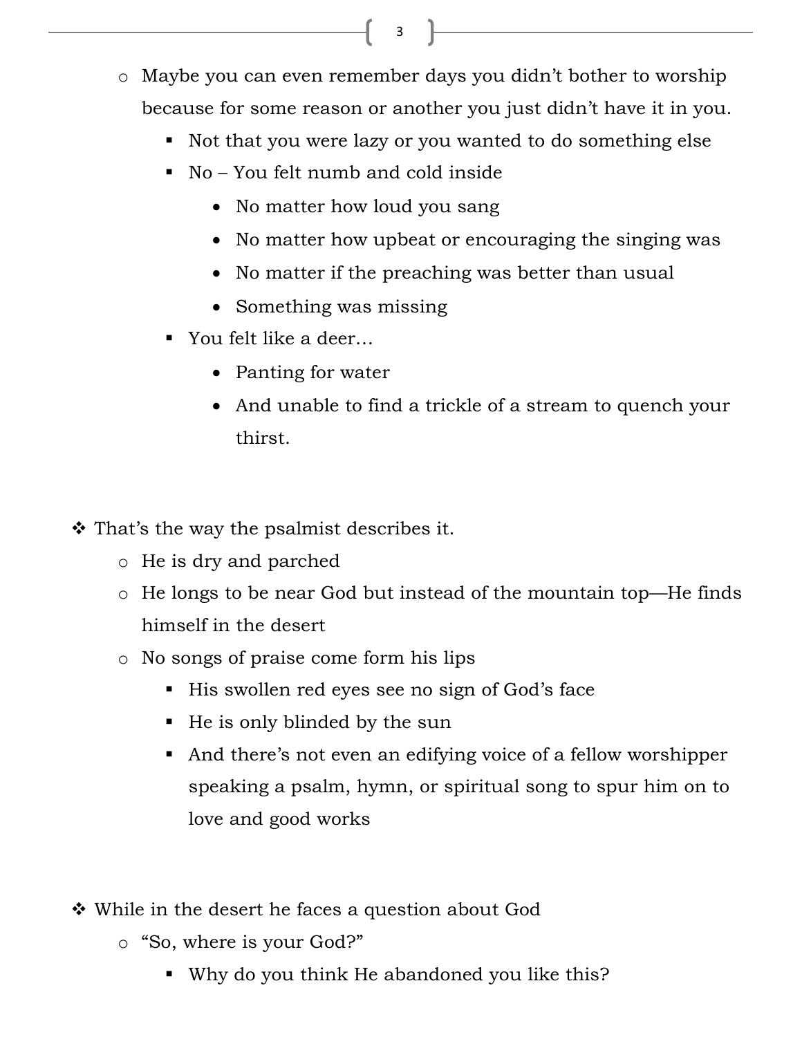- Maybe you can even remember days you didn't bother to worship because for some reason or another you just didn't have it in you.
  - Not that you were lazy or you wanted to do something else
  - No – You felt numb and cold inside
    - No matter how loud you sang
    - No matter how upbeat or encouraging the singing was
    - No matter if the preaching was better than usual
    - Something was missing
  - You felt like a deer…
    - Panting for water
    - And unable to find a trickle of a stream to quench your thirst.

- That's the way the psalmist describes it.
  - He is dry and parched
  - He longs to be near God but instead of the mountain top—He finds himself in the desert
  - No songs of praise come form his lips
    - His swollen red eyes see no sign of God's face
    - He is only blinded by the sun
    - And there's not even an edifying voice of a fellow worshipper speaking a psalm, hymn, or spiritual song to spur him on to love and good works

- While in the desert he faces a question about God
  - "So, where is your God?"
    - Why do you think He abandoned you like this?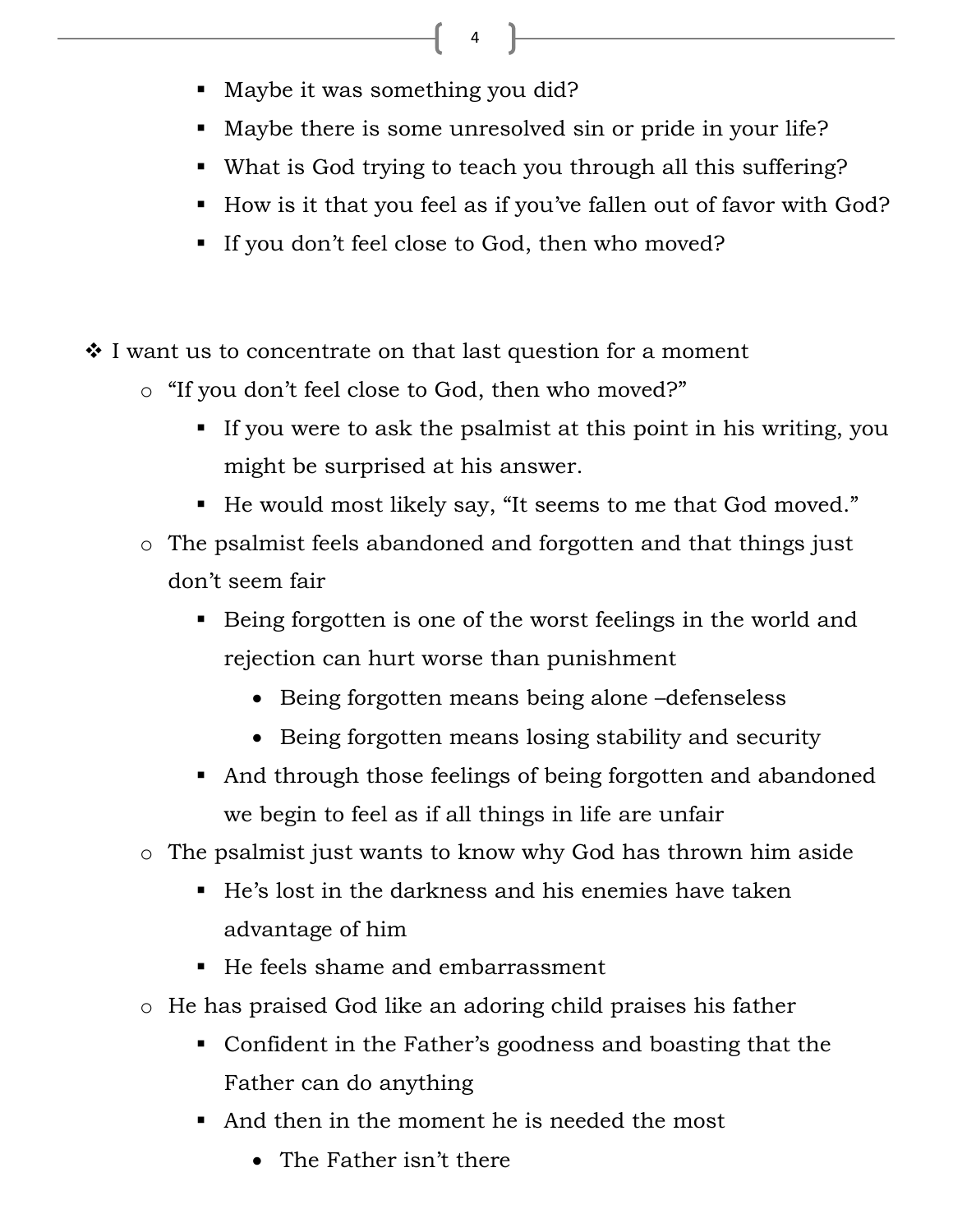- Maybe it was something you did?
        - Maybe there is some unresolved sin or pride in your life?
        - What is God trying to teach you through all this suffering?
        - How is it that you feel as if you've fallen out of favor with God?
        - If you don't feel close to God, then who moved?

- I want us to concentrate on that last question for a moment
    - "If you don't feel close to God, then who moved?"
        - If you were to ask the psalmist at this point in his writing, you might be surprised at his answer.
        - He would most likely say, "It seems to me that God moved."
    - The psalmist feels abandoned and forgotten and that things just don't seem fair
        - Being forgotten is one of the worst feelings in the world and rejection can hurt worse than punishment
            - Being forgotten means being alone –defenseless
            - Being forgotten means losing stability and security
        - And through those feelings of being forgotten and abandoned we begin to feel as if all things in life are unfair
    - The psalmist just wants to know why God has thrown him aside
        - He's lost in the darkness and his enemies have taken advantage of him
        - He feels shame and embarrassment
    - He has praised God like an adoring child praises his father
        - Confident in the Father's goodness and boasting that the Father can do anything
        - And then in the moment he is needed the most
            - The Father isn't there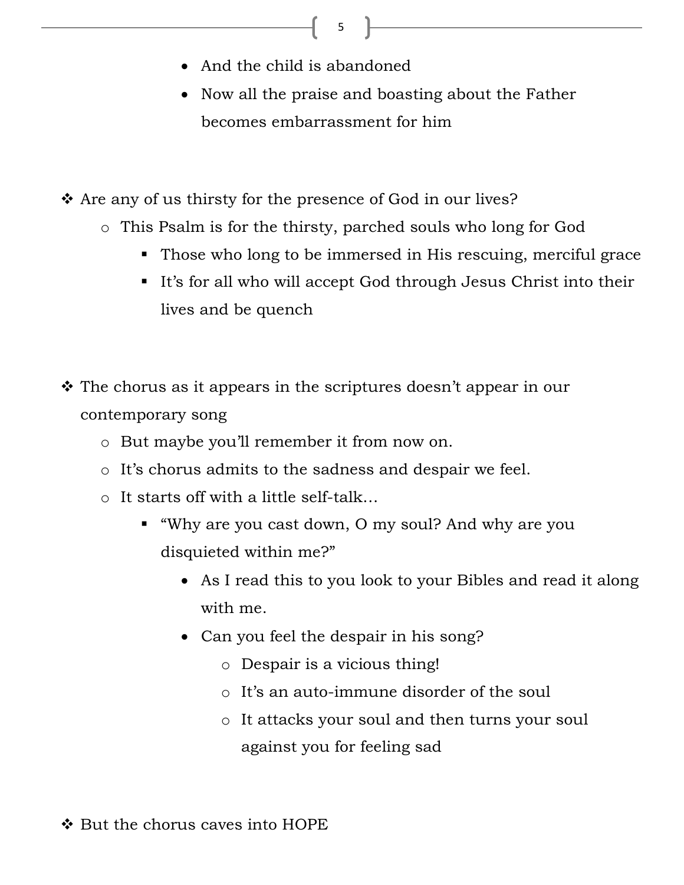- And the child is abandoned
        - Now all the praise and boasting about the Father becomes embarrassment for him

- Are any of us thirsty for the presence of God in our lives?
    - This Psalm is for the thirsty, parched souls who long for God
        - Those who long to be immersed in His rescuing, merciful grace
        - It's for all who will accept God through Jesus Christ into their lives and be quench

- The chorus as it appears in the scriptures doesn't appear in our contemporary song
    - But maybe you'll remember it from now on.
    - It's chorus admits to the sadness and despair we feel.
    - It starts off with a little self-talk…
        - "Why are you cast down, O my soul? And why are you disquieted within me?"
            - As I read this to you look to your Bibles and read it along with me.
            - Can you feel the despair in his song?
                - Despair is a vicious thing!
                - It's an auto-immune disorder of the soul
                - It attacks your soul and then turns your soul against you for feeling sad

- But the chorus caves into HOPE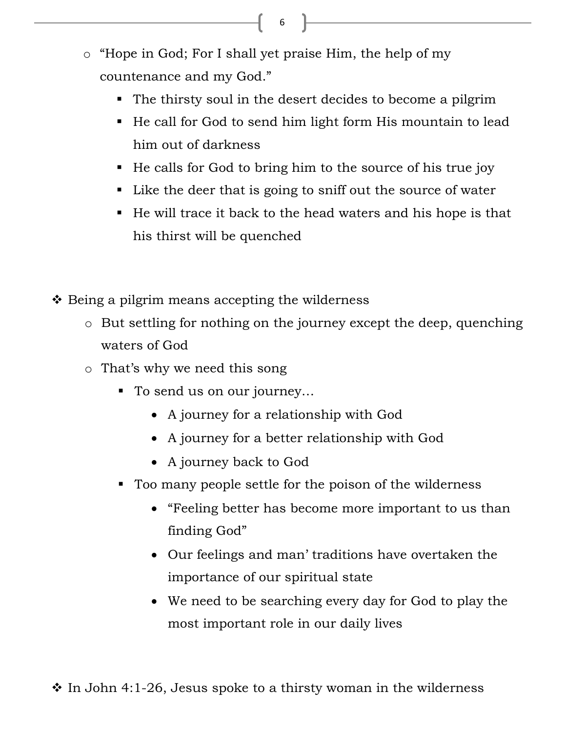- "Hope in God; For I shall yet praise Him, the help of my countenance and my God."
    - The thirsty soul in the desert decides to become a pilgrim
    - He call for God to send him light form His mountain to lead him out of darkness
    - He calls for God to bring him to the source of his true joy
    - Like the deer that is going to sniff out the source of water
    - He will trace it back to the head waters and his hope is that his thirst will be quenched

- Being a pilgrim means accepting the wilderness
  - But settling for nothing on the journey except the deep, quenching waters of God
  - That's why we need this song
    - To send us on our journey…
      - A journey for a relationship with God
      - A journey for a better relationship with God
      - A journey back to God
    - Too many people settle for the poison of the wilderness
      - "Feeling better has become more important to us than finding God"
      - Our feelings and man' traditions have overtaken the importance of our spiritual state
      - We need to be searching every day for God to play the most important role in our daily lives

- In John 4:1-26, Jesus spoke to a thirsty woman in the wilderness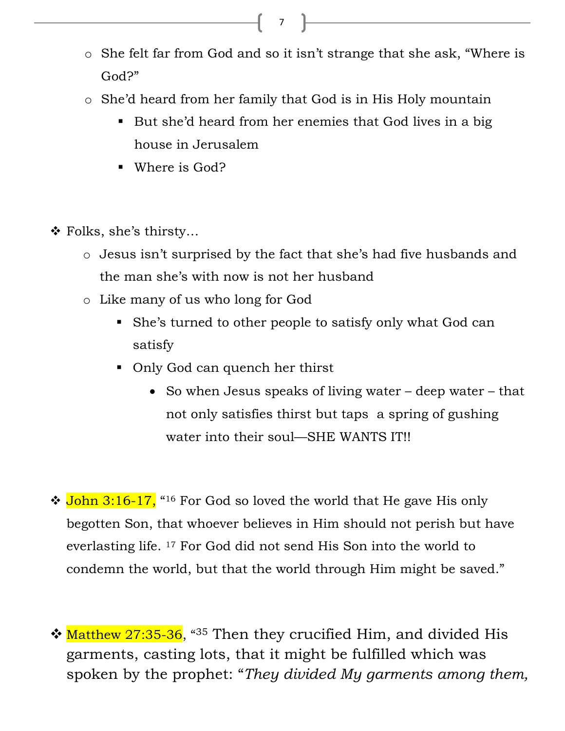- She felt far from God and so it isn't strange that she ask, "Where is God?"
  - She'd heard from her family that God is in His Holy mountain
    - But she'd heard from her enemies that God lives in a big house in Jerusalem
    - Where is God?

- Folks, she's thirsty…
  - Jesus isn't surprised by the fact that she's had five husbands and the man she's with now is not her husband
  - Like many of us who long for God
    - She's turned to other people to satisfy only what God can satisfy
    - Only God can quench her thirst
      - So when Jesus speaks of living water – deep water – that not only satisfies thirst but taps  a spring of gushing water into their soul—SHE WANTS IT!!

- John 3:16-17, "[16] For God so loved the world that He gave His only begotten Son, that whoever believes in Him should not perish but have everlasting life. [17] For God did not send His Son into the world to condemn the world, but that the world through Him might be saved."

- Matthew 27:35-36, "[35] Then they crucified Him, and divided His garments, casting lots, that it might be fulfilled which was spoken by the prophet: "*They divided My garments among them,*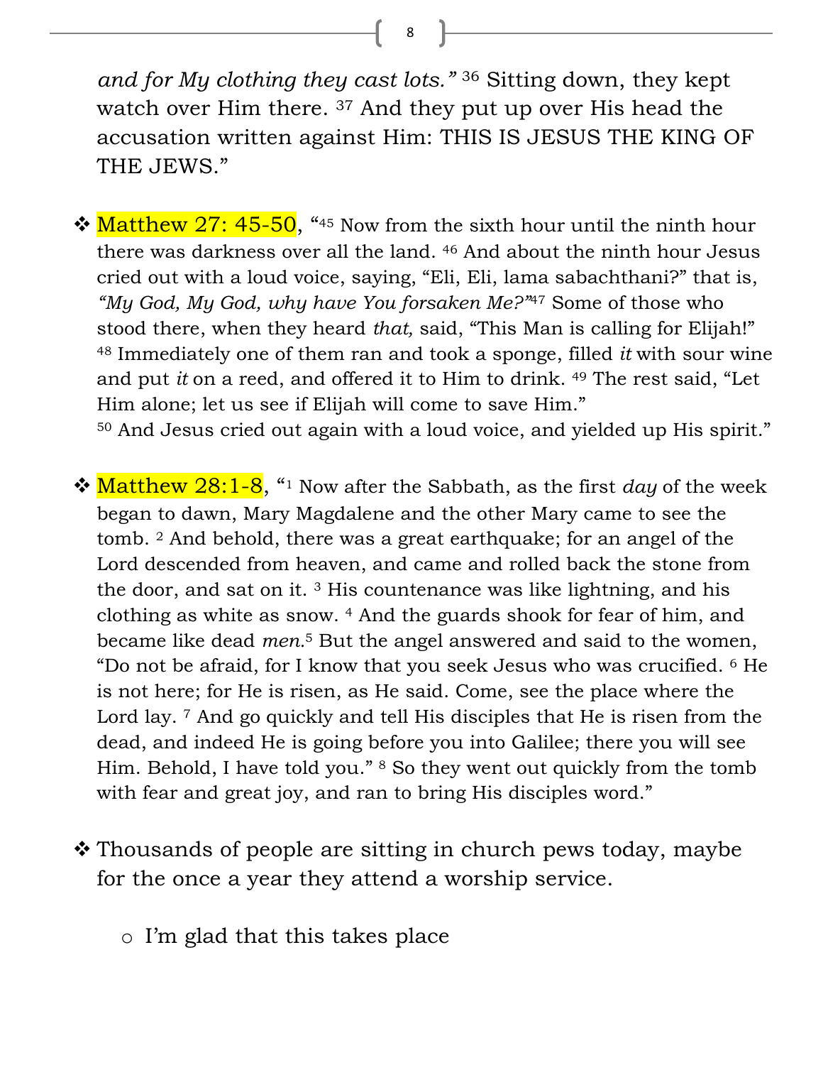*and for My clothing they cast lots."* [36] Sitting down, they kept watch over Him there. [37] And they put up over His head the accusation written against Him: THIS IS JESUS THE KING OF THE JEWS."

- Matthew 27: 45-50, "[45] Now from the sixth hour until the ninth hour there was darkness over all the land. [46] And about the ninth hour Jesus cried out with a loud voice, saying, "Eli, Eli, lama sabachthani?" that is, *"My God, My God, why have You forsaken Me?"*[47] Some of those who stood there, when they heard *that,* said, "This Man is calling for Elijah!" [48] Immediately one of them ran and took a sponge, filled *it* with sour wine and put *it* on a reed, and offered it to Him to drink. [49] The rest said, "Let Him alone; let us see if Elijah will come to save Him."
[50] And Jesus cried out again with a loud voice, and yielded up His spirit."

- Matthew 28:1-8, "[1] Now after the Sabbath, as the first *day* of the week began to dawn, Mary Magdalene and the other Mary came to see the tomb. [2] And behold, there was a great earthquake; for an angel of the Lord descended from heaven, and came and rolled back the stone from the door, and sat on it. [3] His countenance was like lightning, and his clothing as white as snow. [4] And the guards shook for fear of him, and became like dead *men.*[5] But the angel answered and said to the women, "Do not be afraid, for I know that you seek Jesus who was crucified. [6] He is not here; for He is risen, as He said. Come, see the place where the Lord lay. [7] And go quickly and tell His disciples that He is risen from the dead, and indeed He is going before you into Galilee; there you will see Him. Behold, I have told you." [8] So they went out quickly from the tomb with fear and great joy, and ran to bring His disciples word."

- Thousands of people are sitting in church pews today, maybe for the once a year they attend a worship service.
    - I'm glad that this takes place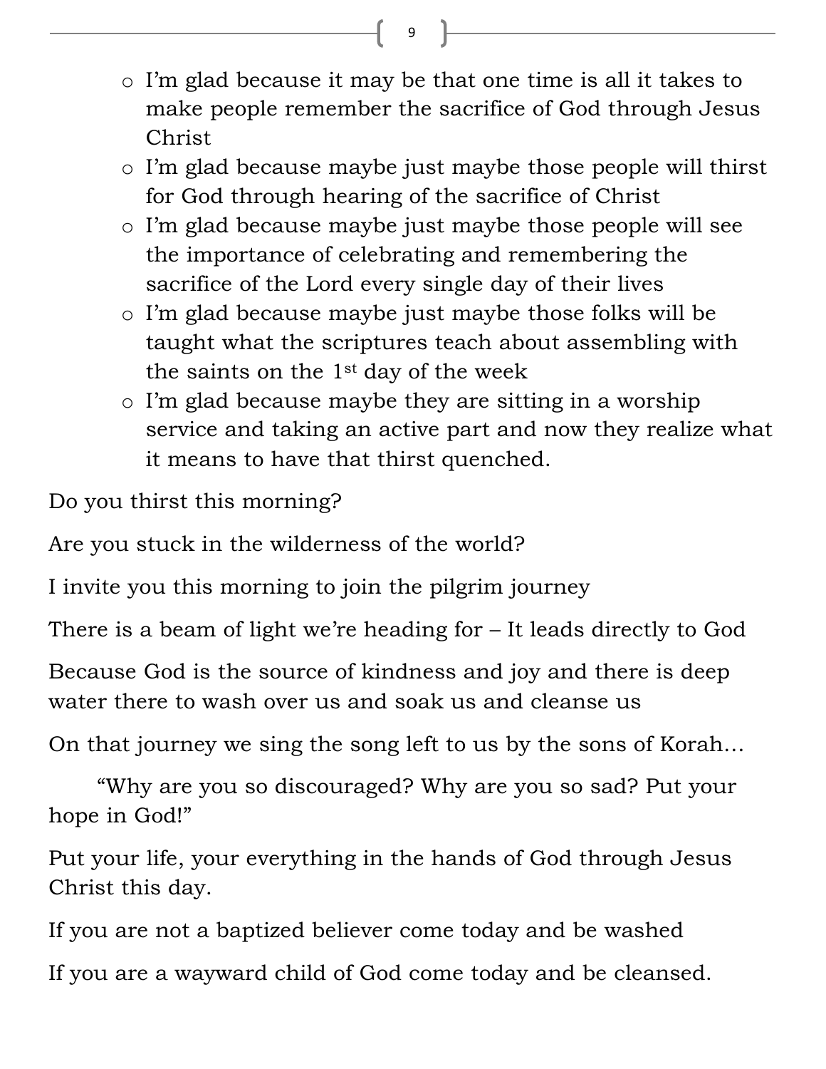- I'm glad because it may be that one time is all it takes to make people remember the sacrifice of God through Jesus Christ
- I'm glad because maybe just maybe those people will thirst for God through hearing of the sacrifice of Christ
- I'm glad because maybe just maybe those people will see the importance of celebrating and remembering the sacrifice of the Lord every single day of their lives
- I'm glad because maybe just maybe those folks will be taught what the scriptures teach about assembling with the saints on the 1st day of the week
- I'm glad because maybe they are sitting in a worship service and taking an active part and now they realize what it means to have that thirst quenched.

Do you thirst this morning?

Are you stuck in the wilderness of the world?

I invite you this morning to join the pilgrim journey

There is a beam of light we're heading for – It leads directly to God

Because God is the source of kindness and joy and there is deep water there to wash over us and soak us and cleanse us

On that journey we sing the song left to us by the sons of Korah…

"Why are you so discouraged? Why are you so sad? Put your hope in God!"

Put your life, your everything in the hands of God through Jesus Christ this day.

If you are not a baptized believer come today and be washed

If you are a wayward child of God come today and be cleansed.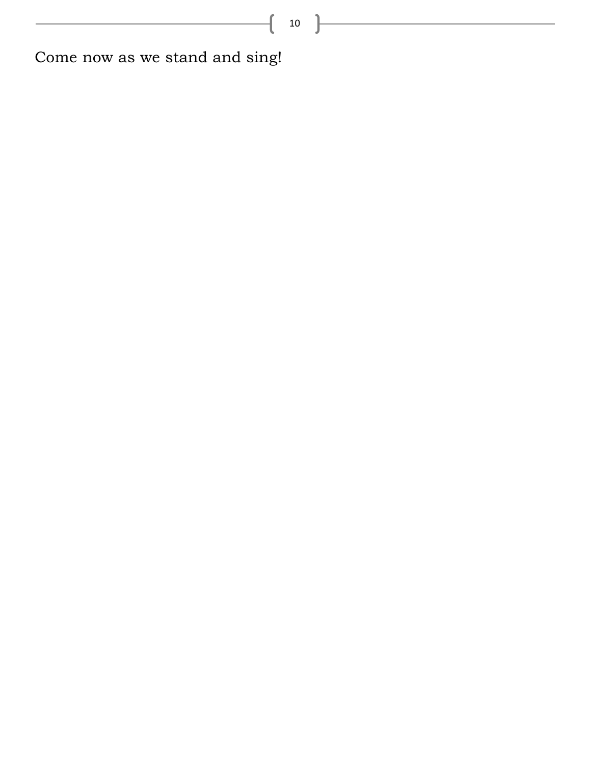Come now as we stand and sing!